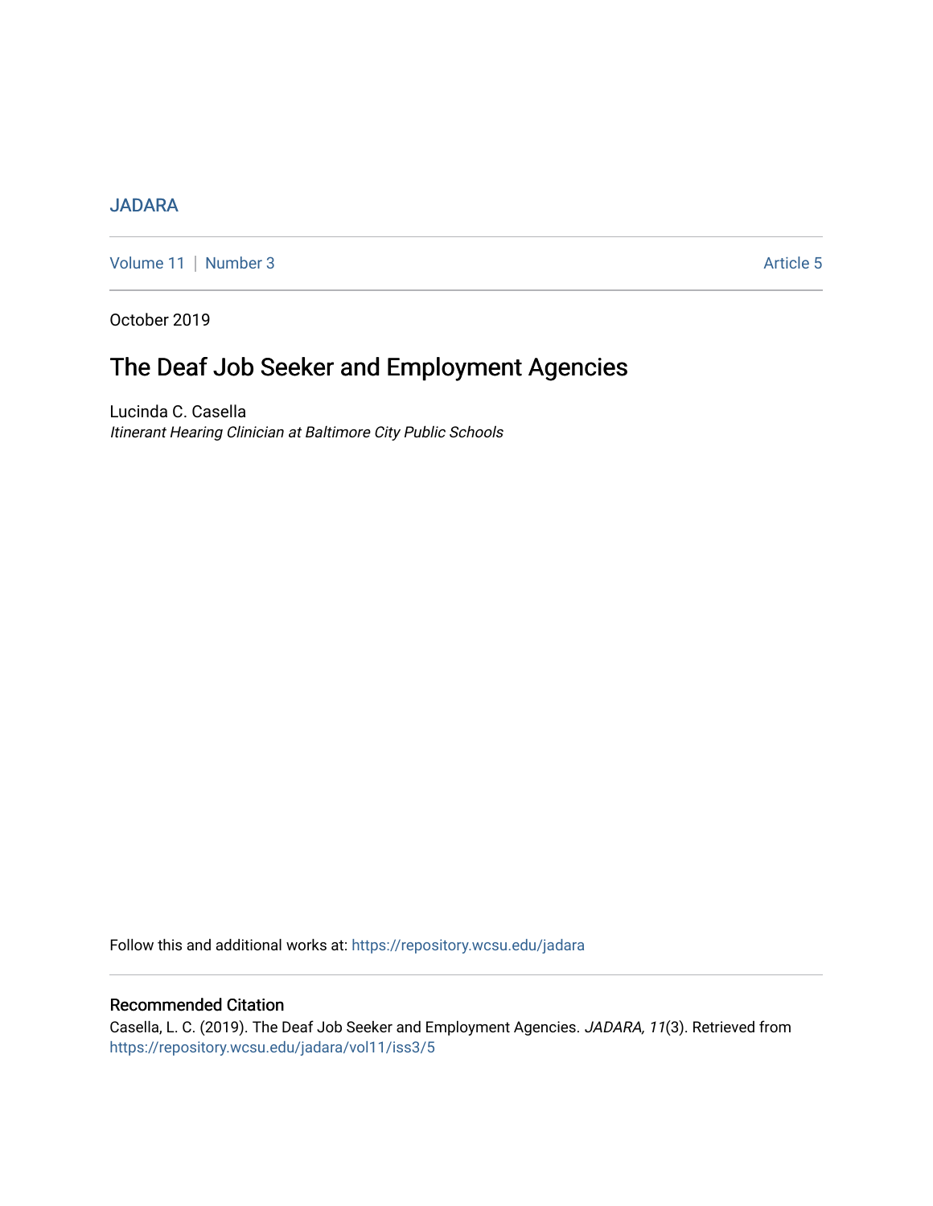JADARA

Volume 11 | Number 3 Article 5

October 2019

# The Deaf Job Seeker and Employment Agencies

Lucinda C. Casella
*Itinerant Hearing Clinician at Baltimore City Public Schools*

Follow this and additional works at: https://repository.wcsu.edu/jadara

## Recommended Citation

Casella, L. C. (2019). The Deaf Job Seeker and Employment Agencies. *JADARA, 11*(3). Retrieved from https://repository.wcsu.edu/jadara/vol11/iss3/5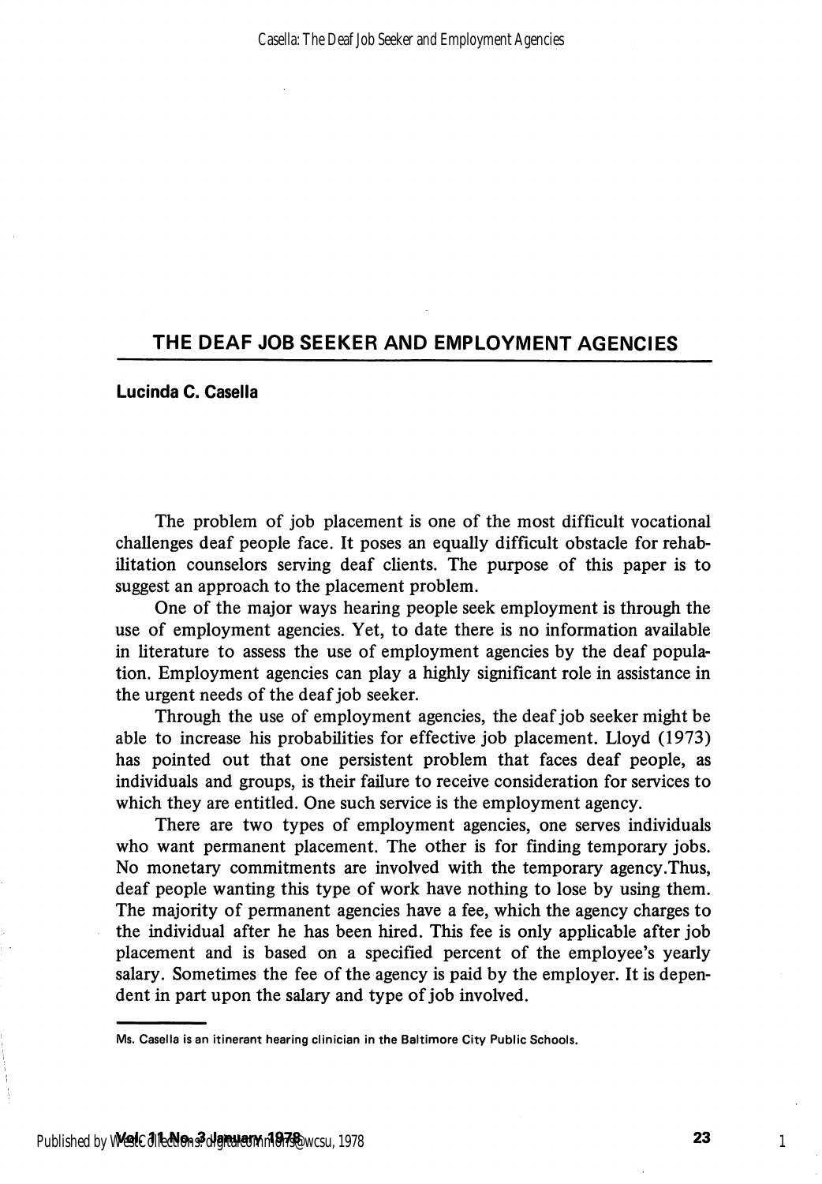## THE DEAF JOB SEEKER AND EMPLOYMENT AGENCIES

**Lucinda C. Casella**

The problem of job placement is one of the most difficult vocational challenges deaf people face. It poses an equally difficult obstacle for rehabilitation counselors serving deaf clients. The purpose of this paper is to suggest an approach to the placement problem.

One of the major ways hearing people seek employment is through the use of employment agencies. Yet, to date there is no information available in literature to assess the use of employment agencies by the deaf population. Employment agencies can play a highly significant role in assistance in the urgent needs of the deaf job seeker.

Through the use of employment agencies, the deaf job seeker might be able to increase his probabilities for effective job placement. Lloyd (1973) has pointed out that one persistent problem that faces deaf people, as individuals and groups, is their failure to receive consideration for services to which they are entitled. One such service is the employment agency.

There are two types of employment agencies, one serves individuals who want permanent placement. The other is for finding temporary jobs. No monetary commitments are involved with the temporary agency.Thus, deaf people wanting this type of work have nothing to lose by using them. The majority of permanent agencies have a fee, which the agency charges to the individual after he has been hired. This fee is only applicable after job placement and is based on a specified percent of the employee's yearly salary. Sometimes the fee of the agency is paid by the employer. It is dependent in part upon the salary and type of job involved.

---

Ms. Casella is an itinerant hearing clinician in the Baltimore City Public Schools.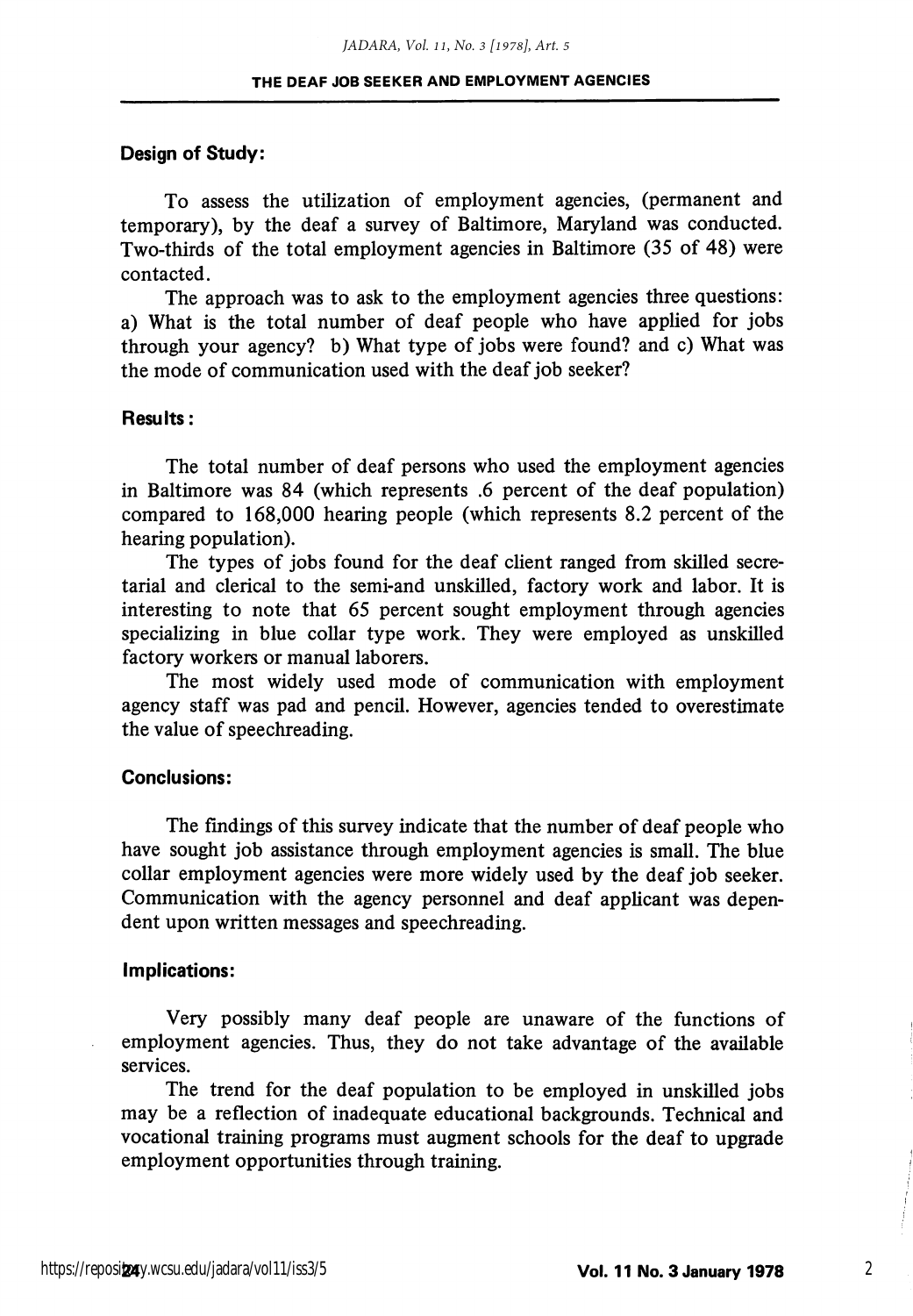### Design of Study:

To assess the utilization of employment agencies, (permanent and temporary), by the deaf a survey of Baltimore, Maryland was conducted. Two-thirds of the total employment agencies in Baltimore (35 of 48) were contacted.

The approach was to ask to the employment agencies three questions: a) What is the total number of deaf people who have applied for jobs through your agency? b) What type of jobs were found? and c) What was the mode of communication used with the deaf job seeker?

### Results:

The total number of deaf persons who used the employment agencies in Baltimore was 84 (which represents .6 percent of the deaf population) compared to 168,000 hearing people (which represents 8.2 percent of the hearing population).

The types of jobs found for the deaf client ranged from skilled secretarial and clerical to the semi-and unskilled, factory work and labor. It is interesting to note that 65 percent sought employment through agencies specializing in blue collar type work. They were employed as unskilled factory workers or manual laborers.

The most widely used mode of communication with employment agency staff was pad and pencil. However, agencies tended to overestimate the value of speechreading.

### Conclusions:

The findings of this survey indicate that the number of deaf people who have sought job assistance through employment agencies is small. The blue collar employment agencies were more widely used by the deaf job seeker. Communication with the agency personnel and deaf applicant was dependent upon written messages and speechreading.

### Implications:

Very possibly many deaf people are unaware of the functions of employment agencies. Thus, they do not take advantage of the available services.

The trend for the deaf population to be employed in unskilled jobs may be a reflection of inadequate educational backgrounds. Technical and vocational training programs must augment schools for the deaf to upgrade employment opportunities through training.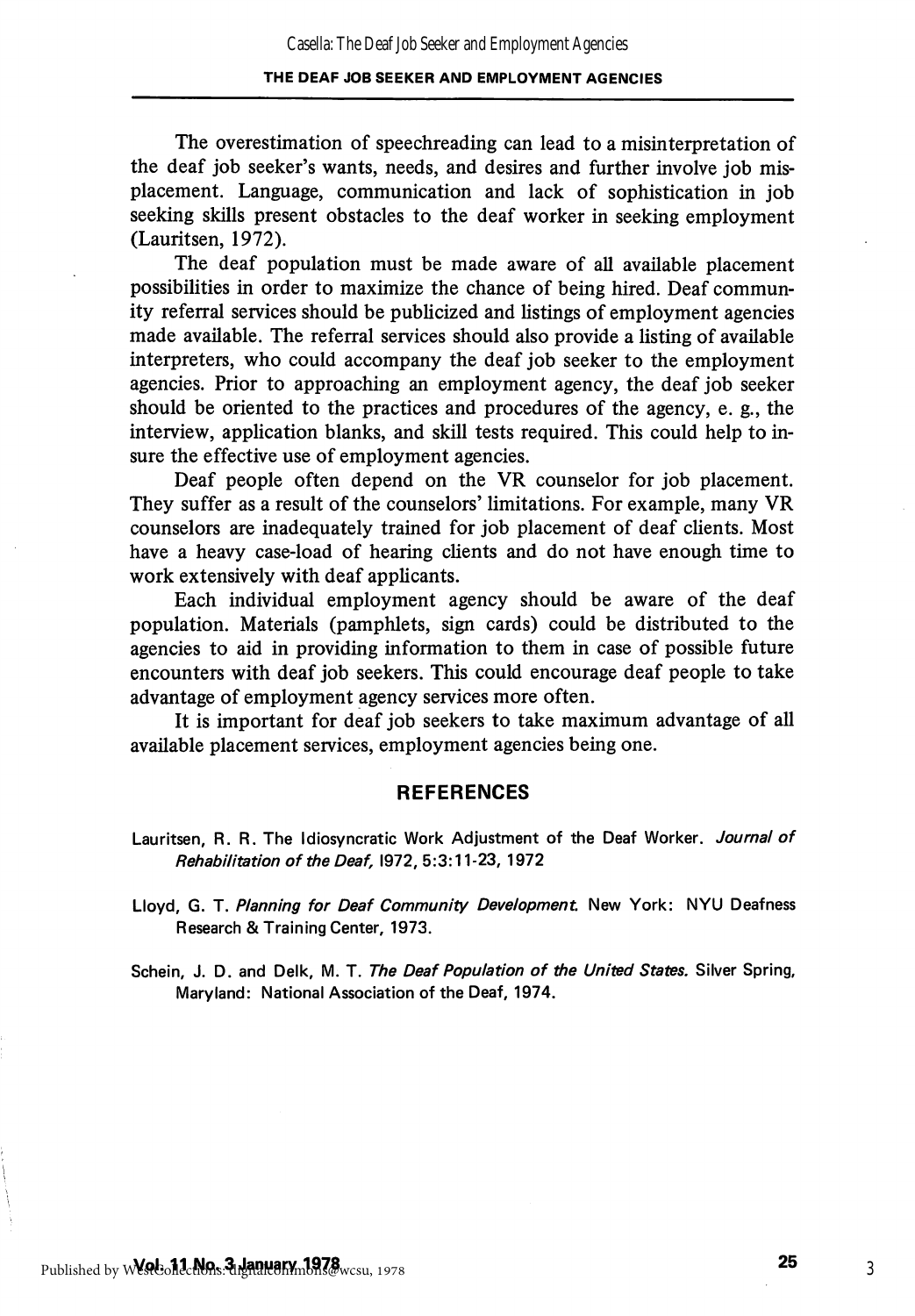The overestimation of speechreading can lead to a misinterpretation of the deaf job seeker's wants, needs, and desires and further involve job misplacement. Language, communication and lack of sophistication in job seeking skills present obstacles to the deaf worker in seeking employment (Lauritsen, 1972).

The deaf population must be made aware of all available placement possibilities in order to maximize the chance of being hired. Deaf community referral services should be publicized and listings of employment agencies made available. The referral services should also provide a listing of available interpreters, who could accompany the deaf job seeker to the employment agencies. Prior to approaching an employment agency, the deaf job seeker should be oriented to the practices and procedures of the agency, e. g., the interview, application blanks, and skill tests required. This could help to insure the effective use of employment agencies.

Deaf people often depend on the VR counselor for job placement. They suffer as a result of the counselors' limitations. For example, many VR counselors are inadequately trained for job placement of deaf clients. Most have a heavy case-load of hearing clients and do not have enough time to work extensively with deaf applicants.

Each individual employment agency should be aware of the deaf population. Materials (pamphlets, sign cards) could be distributed to the agencies to aid in providing information to them in case of possible future encounters with deaf job seekers. This could encourage deaf people to take advantage of employment agency services more often.

It is important for deaf job seekers to take maximum advantage of all available placement services, employment agencies being one.

## REFERENCES

Lauritsen, R. R. The Idiosyncratic Work Adjustment of the Deaf Worker. *Journal of Rehabilitation of the Deaf,* 1972, 5:3:11-23, 1972

Lloyd, G. T. *Planning for Deaf Community Development.* New York: NYU Deafness Research & Training Center, 1973.

Schein, J. D. and Delk, M. T. *The Deaf Population of the United States.* Silver Spring, Maryland: National Association of the Deaf, 1974.